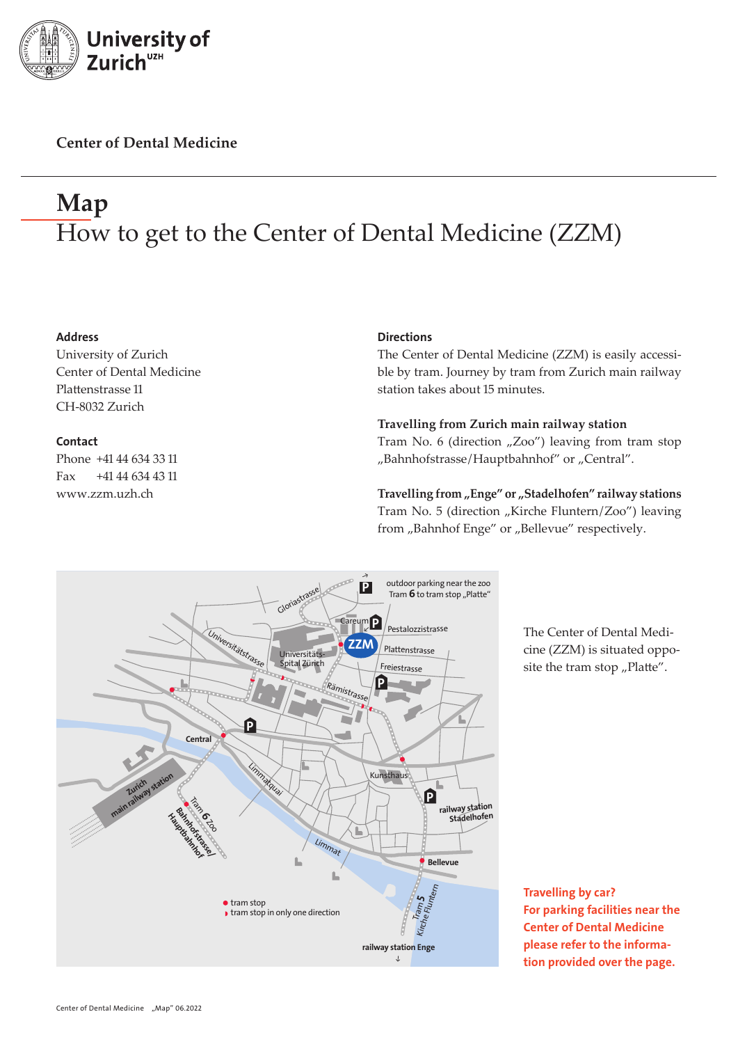University of Zurich[UZH]

**Center of Dental Medicine**

# Map

## How to get to the Center of Dental Medicine (ZZM)

**Address**
University of Zurich
Center of Dental Medicine
Plattenstrasse 11
CH-8032 Zurich

**Contact**
Phone +41 44 634 33 11
Fax +41 44 634 43 11
www.zzm.uzh.ch

**Directions**
The Center of Dental Medicine (ZZM) is easily accessible by tram. Journey by tram from Zurich main railway station takes about 15 minutes.

**Travelling from Zurich main railway station**
Tram No. 6 (direction „Zoo") leaving from tram stop „Bahnhofstrasse/Hauptbahnhof" or „Central".

**Travelling from „Enge" or „Stadelhofen" railway stations**
Tram No. 5 (direction „Kirche Fluntern/Zoo") leaving from „Bahnhof Enge" or „Bellevue" respectively.

outdoor parking near the zoo
Tram **6** to tram stop „Platte"

Gloriastrasse
Careum
ZZM
Pestalozzistrasse
Plattenstrasse
Freiestrasse
Universitätsstrasse
Universitäts-Spital Zürich
Rämistrasse
Central
Limmatquai
Kunsthaus
railway station Stadelhofen
Zurich main railway station
Tram **6** Zoo
Bahnhofstrasse/Hauptbahnhof
Limmat
Bellevue
Tram **5** Kirche Fluntern
railway station Enge

● tram stop
◗ tram stop in only one direction

The Center of Dental Medicine (ZZM) is situated opposite the tram stop „Platte".

**Travelling by car?**
**For parking facilities near the Center of Dental Medicine please refer to the information provided over the page.**

Center of Dental Medicine „Map" 06.2022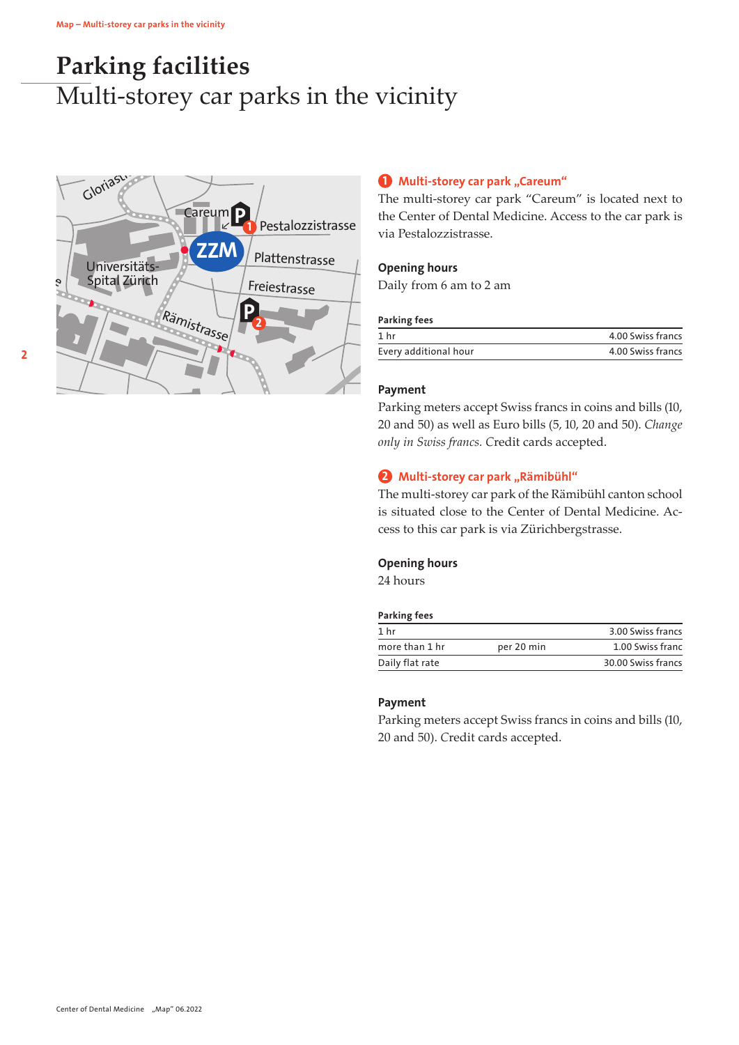# Parking facilities

## Multi-storey car parks in the vicinity

Gloriastr.
Careum
P
1
Pestalozzistrasse
ZZM
Plattenstrasse
Universitäts-Spital Zürich
Freiestrasse
Rämistrasse
P
2

### 1 Multi-storey car park „Careum“

The multi-storey car park “Careum” is located next to the Center of Dental Medicine. Access to the car park is via Pestalozzistrasse.

**Opening hours**

Daily from 6 am to 2 am

**Parking fees**

| | |
|---|---|
| 1 hr | 4.00 Swiss francs |
| Every additional hour | 4.00 Swiss francs |

**Payment**

Parking meters accept Swiss francs in coins and bills (10, 20 and 50) as well as Euro bills (5, 10, 20 and 50). *Change only in Swiss francs.* Credit cards accepted.

### 2 Multi-storey car park „Rämibühl“

The multi-storey car park of the Rämibühl canton school is situated close to the Center of Dental Medicine. Access to this car park is via Zürichbergstrasse.

**Opening hours**

24 hours

**Parking fees**

| | | |
|---|---|---|
| 1 hr | | 3.00 Swiss francs |
| more than 1 hr | per 20 min | 1.00 Swiss franc |
| Daily flat rate | | 30.00 Swiss francs |

**Payment**

Parking meters accept Swiss francs in coins and bills (10, 20 and 50). Credit cards accepted.